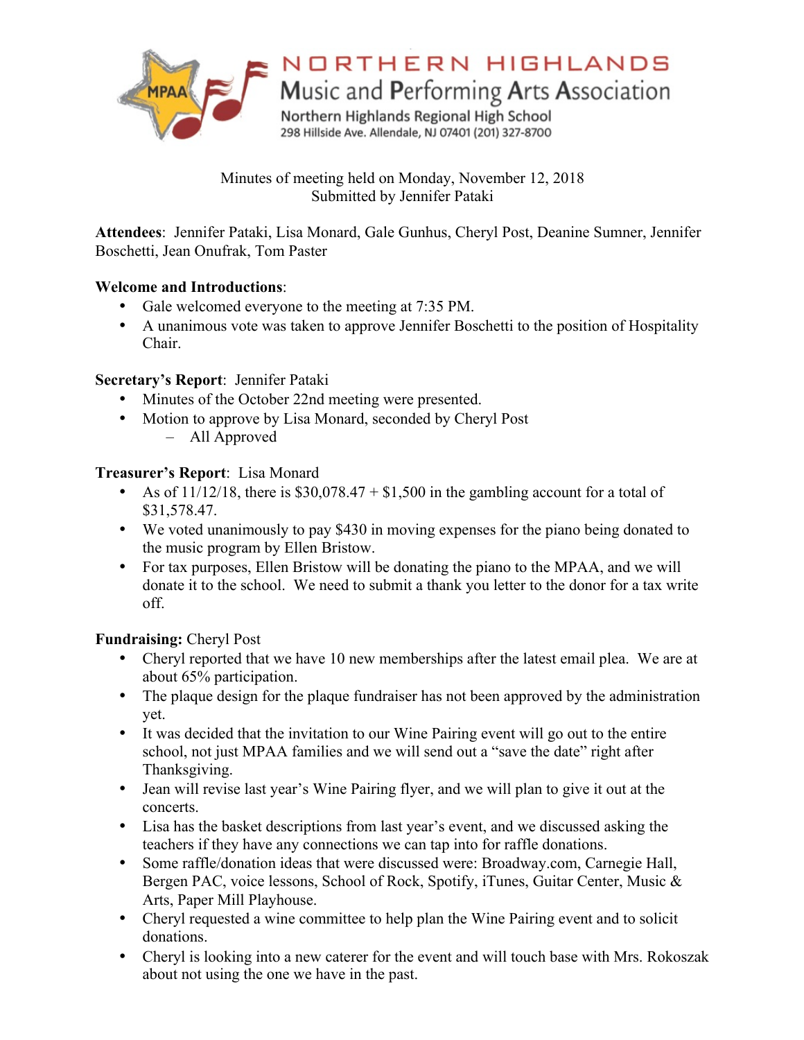# NORTHERN HIGHLANDS Music and Performing Arts Association

Northern Highlands Regional High School
298 Hillside Ave. Allendale, NJ 07401 (201) 327-8700

Minutes of meeting held on Monday, November 12, 2018
Submitted by Jennifer Pataki

**Attendees**: Jennifer Pataki, Lisa Monard, Gale Gunhus, Cheryl Post, Deanine Sumner, Jennifer Boschetti, Jean Onufrak, Tom Paster

**Welcome and Introductions**:

- Gale welcomed everyone to the meeting at 7:35 PM.
- A unanimous vote was taken to approve Jennifer Boschetti to the position of Hospitality Chair.

**Secretary's Report**: Jennifer Pataki

- Minutes of the October 22nd meeting were presented.
- Motion to approve by Lisa Monard, seconded by Cheryl Post
  - All Approved

**Treasurer's Report**: Lisa Monard

- As of 11/12/18, there is $30,078.47 + $1,500 in the gambling account for a total of $31,578.47.
- We voted unanimously to pay $430 in moving expenses for the piano being donated to the music program by Ellen Bristow.
- For tax purposes, Ellen Bristow will be donating the piano to the MPAA, and we will donate it to the school. We need to submit a thank you letter to the donor for a tax write off.

**Fundraising:** Cheryl Post

- Cheryl reported that we have 10 new memberships after the latest email plea. We are at about 65% participation.
- The plaque design for the plaque fundraiser has not been approved by the administration yet.
- It was decided that the invitation to our Wine Pairing event will go out to the entire school, not just MPAA families and we will send out a "save the date" right after Thanksgiving.
- Jean will revise last year's Wine Pairing flyer, and we will plan to give it out at the concerts.
- Lisa has the basket descriptions from last year's event, and we discussed asking the teachers if they have any connections we can tap into for raffle donations.
- Some raffle/donation ideas that were discussed were: Broadway.com, Carnegie Hall, Bergen PAC, voice lessons, School of Rock, Spotify, iTunes, Guitar Center, Music & Arts, Paper Mill Playhouse.
- Cheryl requested a wine committee to help plan the Wine Pairing event and to solicit donations.
- Cheryl is looking into a new caterer for the event and will touch base with Mrs. Rokoszak about not using the one we have in the past.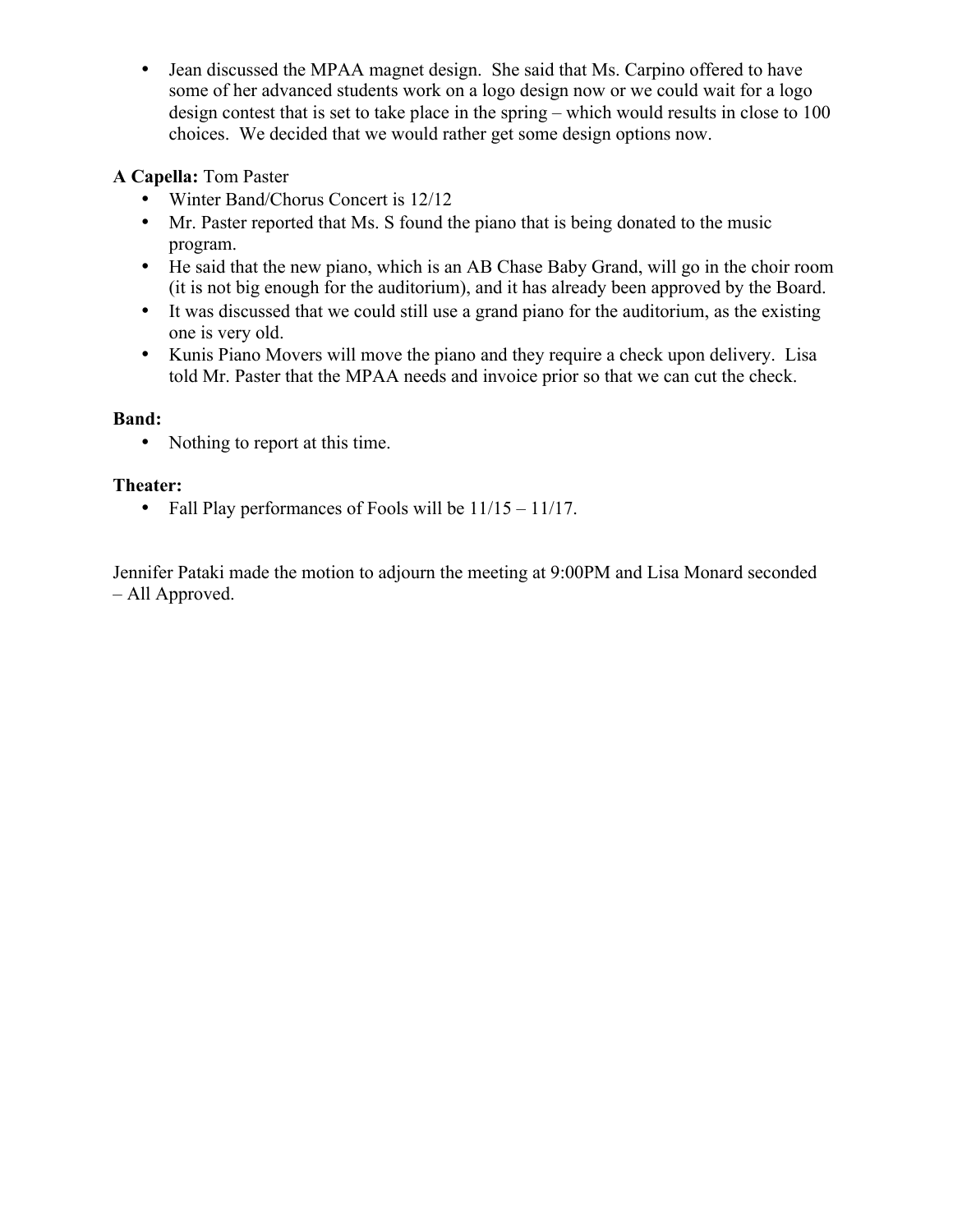- Jean discussed the MPAA magnet design. She said that Ms. Carpino offered to have some of her advanced students work on a logo design now or we could wait for a logo design contest that is set to take place in the spring – which would results in close to 100 choices. We decided that we would rather get some design options now.

**A Capella:** Tom Paster

- Winter Band/Chorus Concert is 12/12
- Mr. Paster reported that Ms. S found the piano that is being donated to the music program.
- He said that the new piano, which is an AB Chase Baby Grand, will go in the choir room (it is not big enough for the auditorium), and it has already been approved by the Board.
- It was discussed that we could still use a grand piano for the auditorium, as the existing one is very old.
- Kunis Piano Movers will move the piano and they require a check upon delivery. Lisa told Mr. Paster that the MPAA needs and invoice prior so that we can cut the check.

**Band:**

- Nothing to report at this time.

**Theater:**

- Fall Play performances of Fools will be 11/15 – 11/17.

Jennifer Pataki made the motion to adjourn the meeting at 9:00PM and Lisa Monard seconded – All Approved.